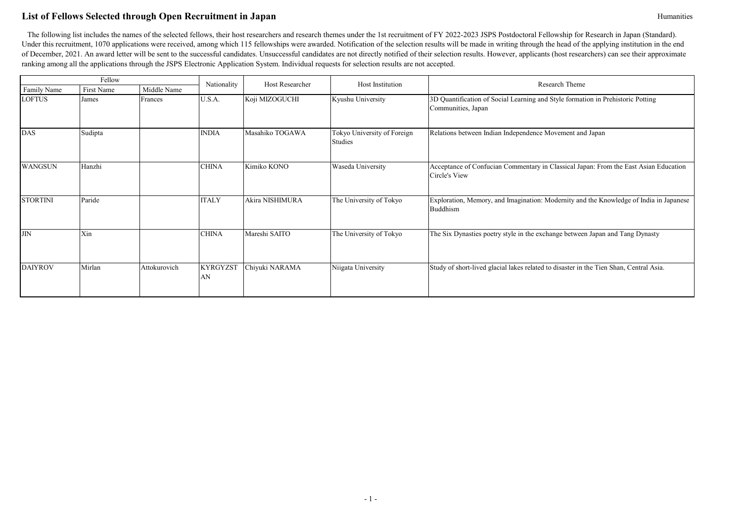# List of Fellows Selected through Open Recruitment in Japan

Humanities

The following list includes the names of the selected fellows, their host researchers and research themes under the 1st recruitment of FY 2022-2023 JSPS Postdoctoral Fellowship for Research in Japan (Standard). Under this recruitment, 1070 applications were received, among which 115 fellowships were awarded. Notification of the selection results will be made in writing through the head of the applying institution in the end of December, 2021. An award letter will be sent to the successful candidates. Unsuccessful candidates are not directly notified of their selection results. However, applicants (host researchers) can see their approximate ranking among all the applications through the JSPS Electronic Application System. Individual requests for selection results are not accepted.

| Fellow | | | Nationality | Host Researcher | Host Institution | Research Theme |
|---|---|---|---|---|---|---|
| Family Name | First Name | Middle Name | | | | |
| LOFTUS | James | Frances | U.S.A. | Koji MIZOGUCHI | Kyushu University | 3D Quantification of Social Learning and Style formation in Prehistoric Potting Communities, Japan |
| DAS | Sudipta | | INDIA | Masahiko TOGAWA | Tokyo University of Foreign Studies | Relations between Indian Independence Movement and Japan |
| WANGSUN | Hanzhi | | CHINA | Kimiko KONO | Waseda University | Acceptance of Confucian Commentary in Classical Japan: From the East Asian Education Circle's View |
| STORTINI | Paride | | ITALY | Akira NISHIMURA | The University of Tokyo | Exploration, Memory, and Imagination: Modernity and the Knowledge of India in Japanese Buddhism |
| JIN | Xin | | CHINA | Mareshi SAITO | The University of Tokyo | The Six Dynasties poetry style in the exchange between Japan and Tang Dynasty |
| DAIYROV | Mirlan | Attokurovich | KYRGYZSTAN | Chiyuki NARAMA | Niigata University | Study of short-lived glacial lakes related to disaster in the Tien Shan, Central Asia. |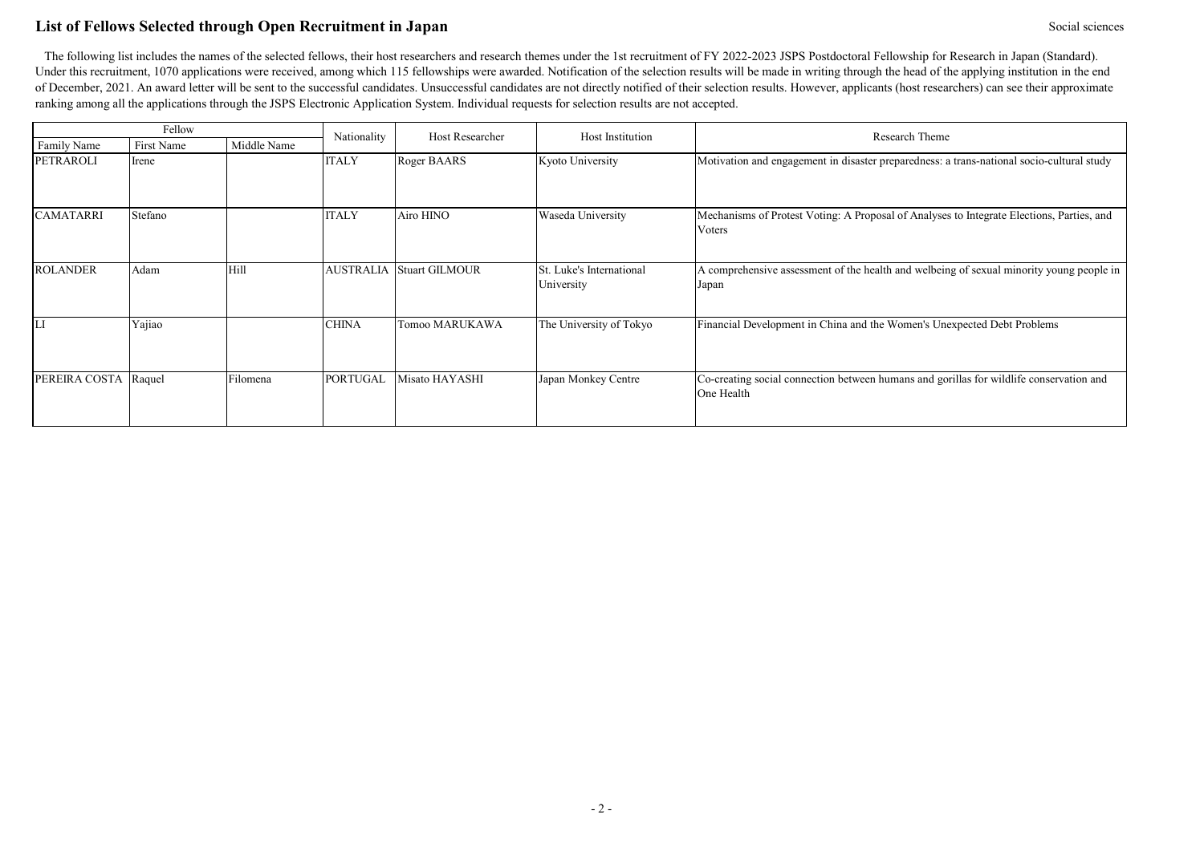# List of Fellows Selected through Open Recruitment in Japan

Social sciences

The following list includes the names of the selected fellows, their host researchers and research themes under the 1st recruitment of FY 2022-2023 JSPS Postdoctoral Fellowship for Research in Japan (Standard). Under this recruitment, 1070 applications were received, among which 115 fellowships were awarded. Notification of the selection results will be made in writing through the head of the applying institution in the end of December, 2021. An award letter will be sent to the successful candidates. Unsuccessful candidates are not directly notified of their selection results. However, applicants (host researchers) can see their approximate ranking among all the applications through the JSPS Electronic Application System. Individual requests for selection results are not accepted.

| Fellow | | | Nationality | Host Researcher | Host Institution | Research Theme |
|---|---|---|---|---|---|---|
| Family Name | First Name | Middle Name | | | | |
| PETRAROLI | Irene | | ITALY | Roger BAARS | Kyoto University | Motivation and engagement in disaster preparedness: a trans-national socio-cultural study |
| CAMATARRI | Stefano | | ITALY | Airo HINO | Waseda University | Mechanisms of Protest Voting: A Proposal of Analyses to Integrate Elections, Parties, and Voters |
| ROLANDER | Adam | Hill | AUSTRALIA | Stuart GILMOUR | St. Luke's International University | A comprehensive assessment of the health and welbeing of sexual minority young people in Japan |
| LI | Yajiao | | CHINA | Tomoo MARUKAWA | The University of Tokyo | Financial Development in China and the Women's Unexpected Debt Problems |
| PEREIRA COSTA | Raquel | Filomena | PORTUGAL | Misato HAYASHI | Japan Monkey Centre | Co-creating social connection between humans and gorillas for wildlife conservation and One Health |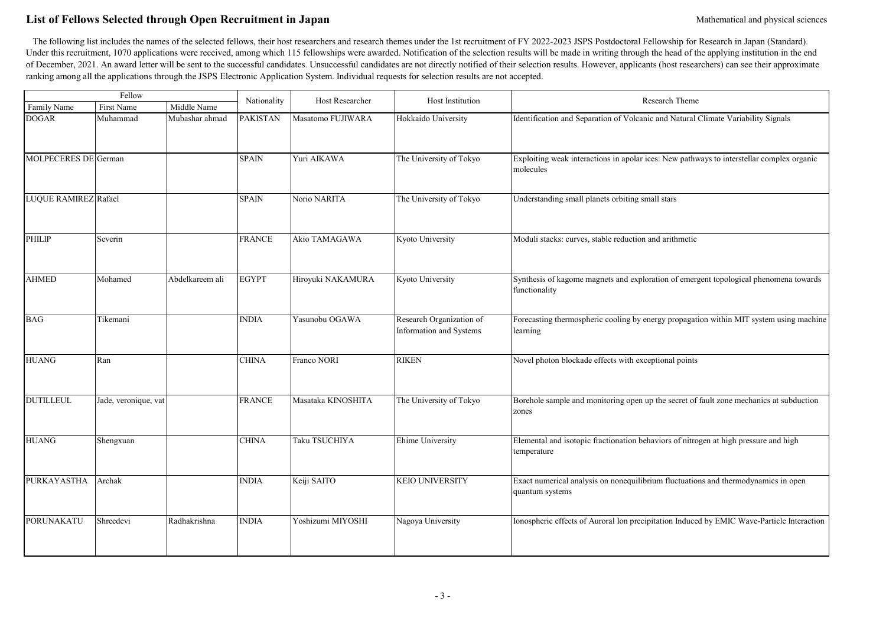# List of Fellows Selected through Open Recruitment in Japan

Mathematical and physical sciences

The following list includes the names of the selected fellows, their host researchers and research themes under the 1st recruitment of FY 2022-2023 JSPS Postdoctoral Fellowship for Research in Japan (Standard). Under this recruitment, 1070 applications were received, among which 115 fellowships were awarded. Notification of the selection results will be made in writing through the head of the applying institution in the end of December, 2021. An award letter will be sent to the successful candidates. Unsuccessful candidates are not directly notified of their selection results. However, applicants (host researchers) can see their approximate ranking among all the applications through the JSPS Electronic Application System. Individual requests for selection results are not accepted.

| Fellow | | | Nationality | Host Researcher | Host Institution | Research Theme |
|---|---|---|---|---|---|---|
| Family Name | First Name | Middle Name | | | | |
| DOGAR | Muhammad | Mubashar ahmad | PAKISTAN | Masatomo FUJIWARA | Hokkaido University | Identification and Separation of Volcanic and Natural Climate Variability Signals |
| MOLPECERES DE | German | | SPAIN | Yuri AIKAWA | The University of Tokyo | Exploiting weak interactions in apolar ices: New pathways to interstellar complex organic molecules |
| LUQUE RAMIREZ | Rafael | | SPAIN | Norio NARITA | The University of Tokyo | Understanding small planets orbiting small stars |
| PHILIP | Severin | | FRANCE | Akio TAMAGAWA | Kyoto University | Moduli stacks: curves, stable reduction and arithmetic |
| AHMED | Mohamed | Abdelkareem ali | EGYPT | Hiroyuki NAKAMURA | Kyoto University | Synthesis of kagome magnets and exploration of emergent topological phenomena towards functionality |
| BAG | Tikemani | | INDIA | Yasunobu OGAWA | Research Organization of Information and Systems | Forecasting thermospheric cooling by energy propagation within MIT system using machine learning |
| HUANG | Ran | | CHINA | Franco NORI | RIKEN | Novel photon blockade effects with exceptional points |
| DUTILLEUL | Jade, veronique, vat | | FRANCE | Masataka KINOSHITA | The University of Tokyo | Borehole sample and monitoring open up the secret of fault zone mechanics at subduction zones |
| HUANG | Shengxuan | | CHINA | Taku TSUCHIYA | Ehime University | Elemental and isotopic fractionation behaviors of nitrogen at high pressure and high temperature |
| PURKAYASTHA | Archak | | INDIA | Keiji SAITO | KEIO UNIVERSITY | Exact numerical analysis on nonequilibrium fluctuations and thermodynamics in open quantum systems |
| PORUNAKATU | Shreedevi | Radhakrishna | INDIA | Yoshizumi MIYOSHI | Nagoya University | Ionospheric effects of Auroral Ion precipitation Induced by EMIC Wave-Particle Interaction |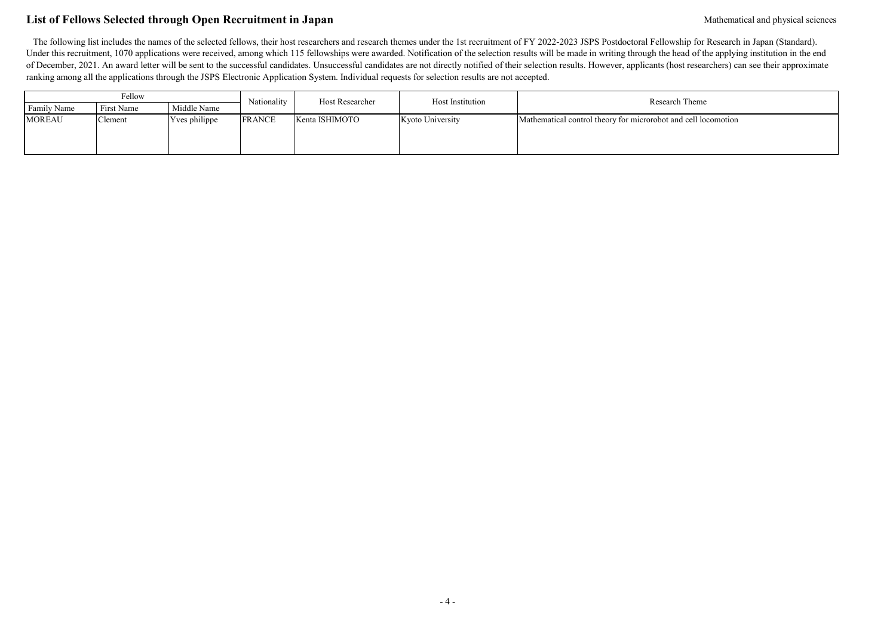## List of Fellows Selected through Open Recruitment in Japan

Mathematical and physical sciences

The following list includes the names of the selected fellows, their host researchers and research themes under the 1st recruitment of FY 2022-2023 JSPS Postdoctoral Fellowship for Research in Japan (Standard). Under this recruitment, 1070 applications were received, among which 115 fellowships were awarded. Notification of the selection results will be made in writing through the head of the applying institution in the end of December, 2021. An award letter will be sent to the successful candidates. Unsuccessful candidates are not directly notified of their selection results. However, applicants (host researchers) can see their approximate ranking among all the applications through the JSPS Electronic Application System. Individual requests for selection results are not accepted.

| Fellow | | | Nationality | Host Researcher | Host Institution | Research Theme |
|---|---|---|---|---|---|---|
| Family Name | First Name | Middle Name | | | | |
| MOREAU | Clement | Yves philippe | FRANCE | Kenta ISHIMOTO | Kyoto University | Mathematical control theory for microrobot and cell locomotion |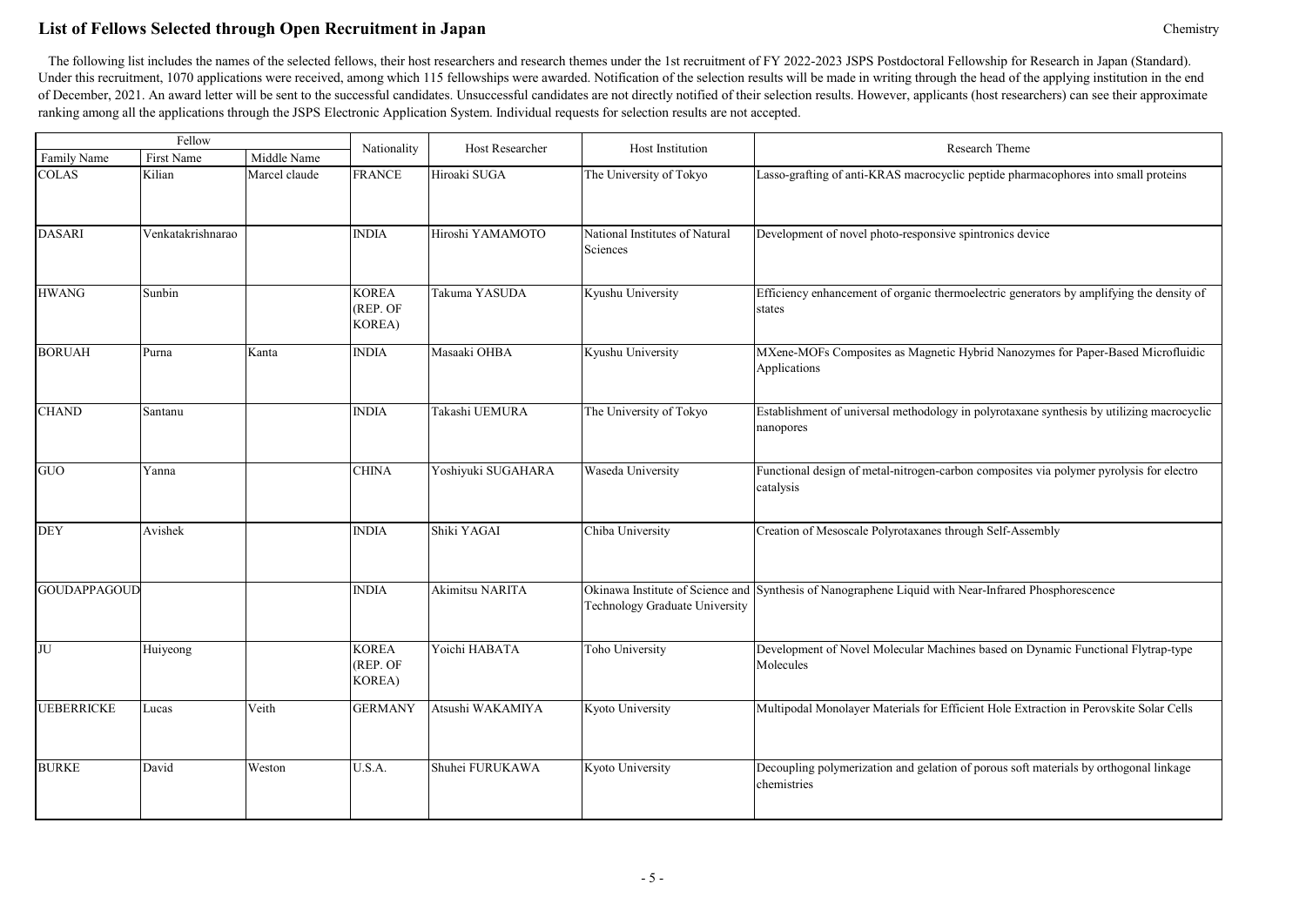# List of Fellows Selected through Open Recruitment in Japan

Chemistry

The following list includes the names of the selected fellows, their host researchers and research themes under the 1st recruitment of FY 2022-2023 JSPS Postdoctoral Fellowship for Research in Japan (Standard). Under this recruitment, 1070 applications were received, among which 115 fellowships were awarded. Notification of the selection results will be made in writing through the head of the applying institution in the end of December, 2021. An award letter will be sent to the successful candidates. Unsuccessful candidates are not directly notified of their selection results. However, applicants (host researchers) can see their approximate ranking among all the applications through the JSPS Electronic Application System. Individual requests for selection results are not accepted.

| Fellow | | | Nationality | Host Researcher | Host Institution | Research Theme |
|---|---|---|---|---|---|---|
| Family Name | First Name | Middle Name | | | | |
| COLAS | Kilian | Marcel claude | FRANCE | Hiroaki SUGA | The University of Tokyo | Lasso-grafting of anti-KRAS macrocyclic peptide pharmacophores into small proteins |
| DASARI | Venkatakrishnarao | | INDIA | Hiroshi YAMAMOTO | National Institutes of Natural Sciences | Development of novel photo-responsive spintronics device |
| HWANG | Sunbin | | KOREA (REP. OF KOREA) | Takuma YASUDA | Kyushu University | Efficiency enhancement of organic thermoelectric generators by amplifying the density of states |
| BORUAH | Purna | Kanta | INDIA | Masaaki OHBA | Kyushu University | MXene-MOFs Composites as Magnetic Hybrid Nanozymes for Paper-Based Microfluidic Applications |
| CHAND | Santanu | | INDIA | Takashi UEMURA | The University of Tokyo | Establishment of universal methodology in polyrotaxane synthesis by utilizing macrocyclic nanopores |
| GUO | Yanna | | CHINA | Yoshiyuki SUGAHARA | Waseda University | Functional design of metal-nitrogen-carbon composites via polymer pyrolysis for electro catalysis |
| DEY | Avishek | | INDIA | Shiki YAGAI | Chiba University | Creation of Mesoscale Polyrotaxanes through Self-Assembly |
| GOUDAPPAGOUD | | | INDIA | Akimitsu NARITA | Okinawa Institute of Science and Technology Graduate University | Synthesis of Nanographene Liquid with Near-Infrared Phosphorescence |
| JU | Huiyeong | | KOREA (REP. OF KOREA) | Yoichi HABATA | Toho University | Development of Novel Molecular Machines based on Dynamic Functional Flytrap-type Molecules |
| UEBERRICKE | Lucas | Veith | GERMANY | Atsushi WAKAMIYA | Kyoto University | Multipodal Monolayer Materials for Efficient Hole Extraction in Perovskite Solar Cells |
| BURKE | David | Weston | U.S.A. | Shuhei FURUKAWA | Kyoto University | Decoupling polymerization and gelation of porous soft materials by orthogonal linkage chemistries |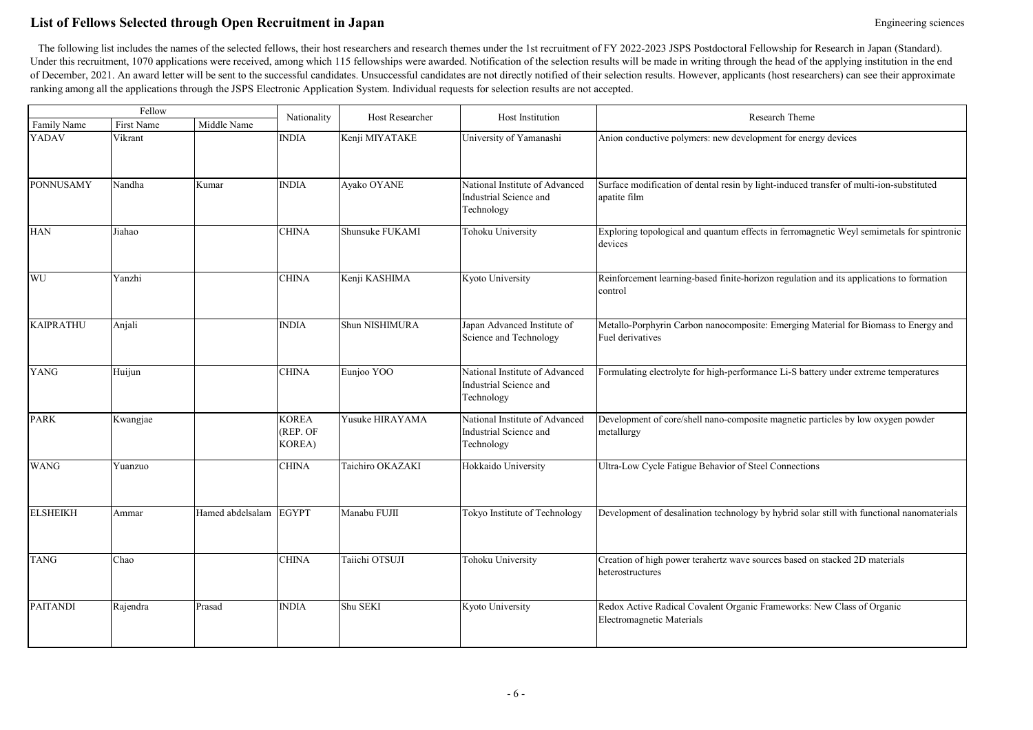# List of Fellows Selected through Open Recruitment in Japan

Engineering sciences

The following list includes the names of the selected fellows, their host researchers and research themes under the 1st recruitment of FY 2022-2023 JSPS Postdoctoral Fellowship for Research in Japan (Standard). Under this recruitment, 1070 applications were received, among which 115 fellowships were awarded. Notification of the selection results will be made in writing through the head of the applying institution in the end of December, 2021. An award letter will be sent to the successful candidates. Unsuccessful candidates are not directly notified of their selection results. However, applicants (host researchers) can see their approximate ranking among all the applications through the JSPS Electronic Application System. Individual requests for selection results are not accepted.

| Fellow | | | Nationality | Host Researcher | Host Institution | Research Theme |
|---|---|---|---|---|---|---|
| Family Name | First Name | Middle Name | | | | |
| YADAV | Vikrant | | INDIA | Kenji MIYATAKE | University of Yamanashi | Anion conductive polymers: new development for energy devices |
| PONNUSAMY | Nandha | Kumar | INDIA | Ayako OYANE | National Institute of Advanced Industrial Science and Technology | Surface modification of dental resin by light-induced transfer of multi-ion-substituted apatite film |
| HAN | Jiahao | | CHINA | Shunsuke FUKAMI | Tohoku University | Exploring topological and quantum effects in ferromagnetic Weyl semimetals for spintronic devices |
| WU | Yanzhi | | CHINA | Kenji KASHIMA | Kyoto University | Reinforcement learning-based finite-horizon regulation and its applications to formation control |
| KAIPRATHU | Anjali | | INDIA | Shun NISHIMURA | Japan Advanced Institute of Science and Technology | Metallo-Porphyrin Carbon nanocomposite: Emerging Material for Biomass to Energy and Fuel derivatives |
| YANG | Huijun | | CHINA | Eunjoo YOO | National Institute of Advanced Industrial Science and Technology | Formulating electrolyte for high-performance Li-S battery under extreme temperatures |
| PARK | Kwangjae | | KOREA (REP. OF KOREA) | Yusuke HIRAYAMA | National Institute of Advanced Industrial Science and Technology | Development of core/shell nano-composite magnetic particles by low oxygen powder metallurgy |
| WANG | Yuanzuo | | CHINA | Taichiro OKAZAKI | Hokkaido University | Ultra-Low Cycle Fatigue Behavior of Steel Connections |
| ELSHEIKH | Ammar | Hamed abdelsalam | EGYPT | Manabu FUJII | Tokyo Institute of Technology | Development of desalination technology by hybrid solar still with functional nanomaterials |
| TANG | Chao | | CHINA | Taiichi OTSUJI | Tohoku University | Creation of high power terahertz wave sources based on stacked 2D materials heterostructures |
| PAITANDI | Rajendra | Prasad | INDIA | Shu SEKI | Kyoto University | Redox Active Radical Covalent Organic Frameworks: New Class of Organic Electromagnetic Materials |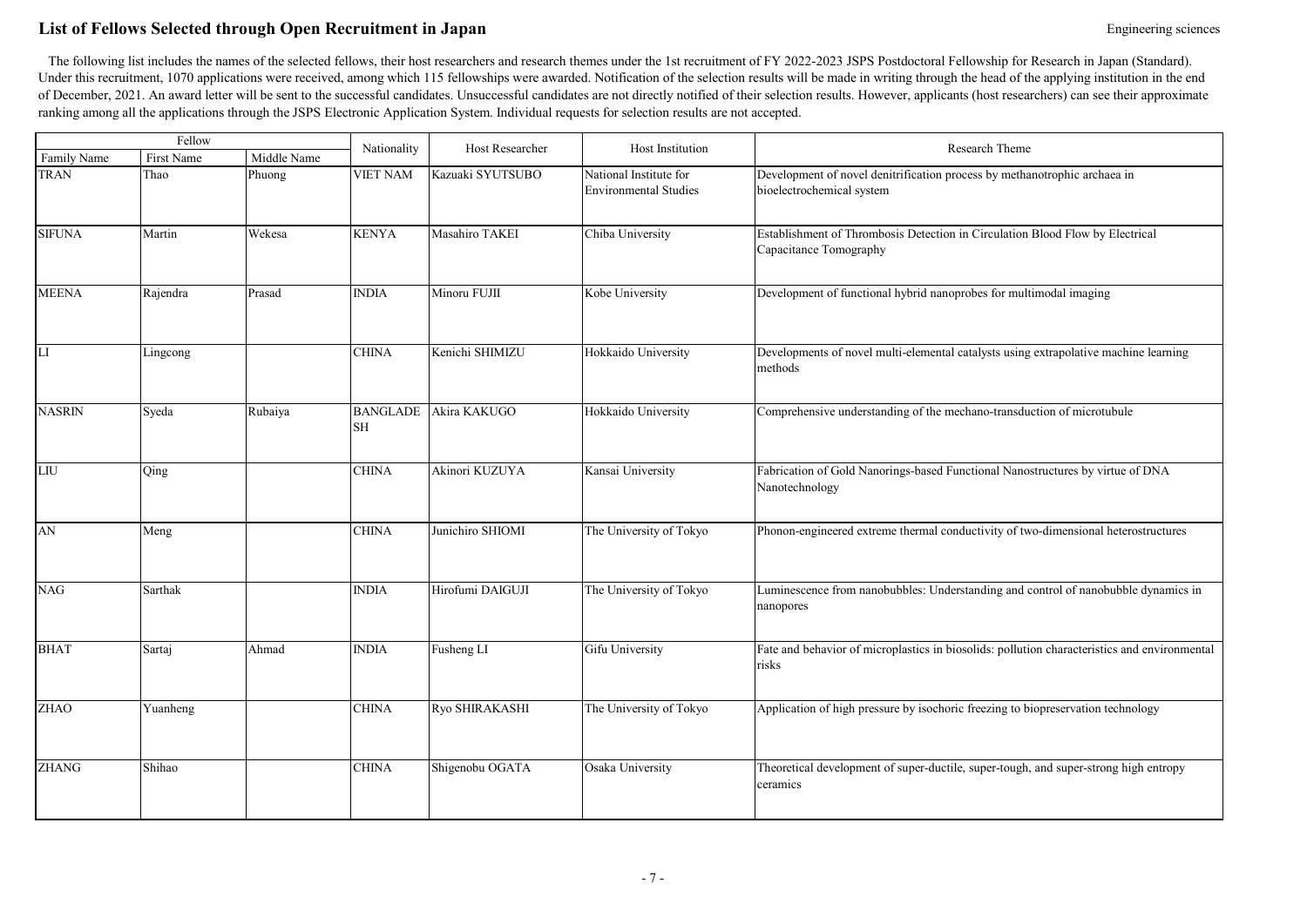# List of Fellows Selected through Open Recruitment in Japan

Engineering sciences

The following list includes the names of the selected fellows, their host researchers and research themes under the 1st recruitment of FY 2022-2023 JSPS Postdoctoral Fellowship for Research in Japan (Standard). Under this recruitment, 1070 applications were received, among which 115 fellowships were awarded. Notification of the selection results will be made in writing through the head of the applying institution in the end of December, 2021. An award letter will be sent to the successful candidates. Unsuccessful candidates are not directly notified of their selection results. However, applicants (host researchers) can see their approximate ranking among all the applications through the JSPS Electronic Application System. Individual requests for selection results are not accepted.

| Fellow | | | Nationality | Host Researcher | Host Institution | Research Theme |
|---|---|---|---|---|---|---|
| Family Name | First Name | Middle Name | | | | |
| TRAN | Thao | Phuong | VIET NAM | Kazuaki SYUTSUBO | National Institute for Environmental Studies | Development of novel denitrification process by methanotrophic archaea in bioelectrochemical system |
| SIFUNA | Martin | Wekesa | KENYA | Masahiro TAKEI | Chiba University | Establishment of Thrombosis Detection in Circulation Blood Flow by Electrical Capacitance Tomography |
| MEENA | Rajendra | Prasad | INDIA | Minoru FUJII | Kobe University | Development of functional hybrid nanoprobes for multimodal imaging |
| LI | Lingcong | | CHINA | Kenichi SHIMIZU | Hokkaido University | Developments of novel multi-elemental catalysts using extrapolative machine learning methods |
| NASRIN | Syeda | Rubaiya | BANGLADESH | Akira KAKUGO | Hokkaido University | Comprehensive understanding of the mechano-transduction of microtubule |
| LIU | Qing | | CHINA | Akinori KUZUYA | Kansai University | Fabrication of Gold Nanorings-based Functional Nanostructures by virtue of DNA Nanotechnology |
| AN | Meng | | CHINA | Junichiro SHIOMI | The University of Tokyo | Phonon-engineered extreme thermal conductivity of two-dimensional heterostructures |
| NAG | Sarthak | | INDIA | Hirofumi DAIGUJI | The University of Tokyo | Luminescence from nanobubbles: Understanding and control of nanobubble dynamics in nanopores |
| BHAT | Sartaj | Ahmad | INDIA | Fusheng LI | Gifu University | Fate and behavior of microplastics in biosolids: pollution characteristics and environmental risks |
| ZHAO | Yuanheng | | CHINA | Ryo SHIRAKASHI | The University of Tokyo | Application of high pressure by isochoric freezing to biopreservation technology |
| ZHANG | Shihao | | CHINA | Shigenobu OGATA | Osaka University | Theoretical development of super-ductile, super-tough, and super-strong high entropy ceramics |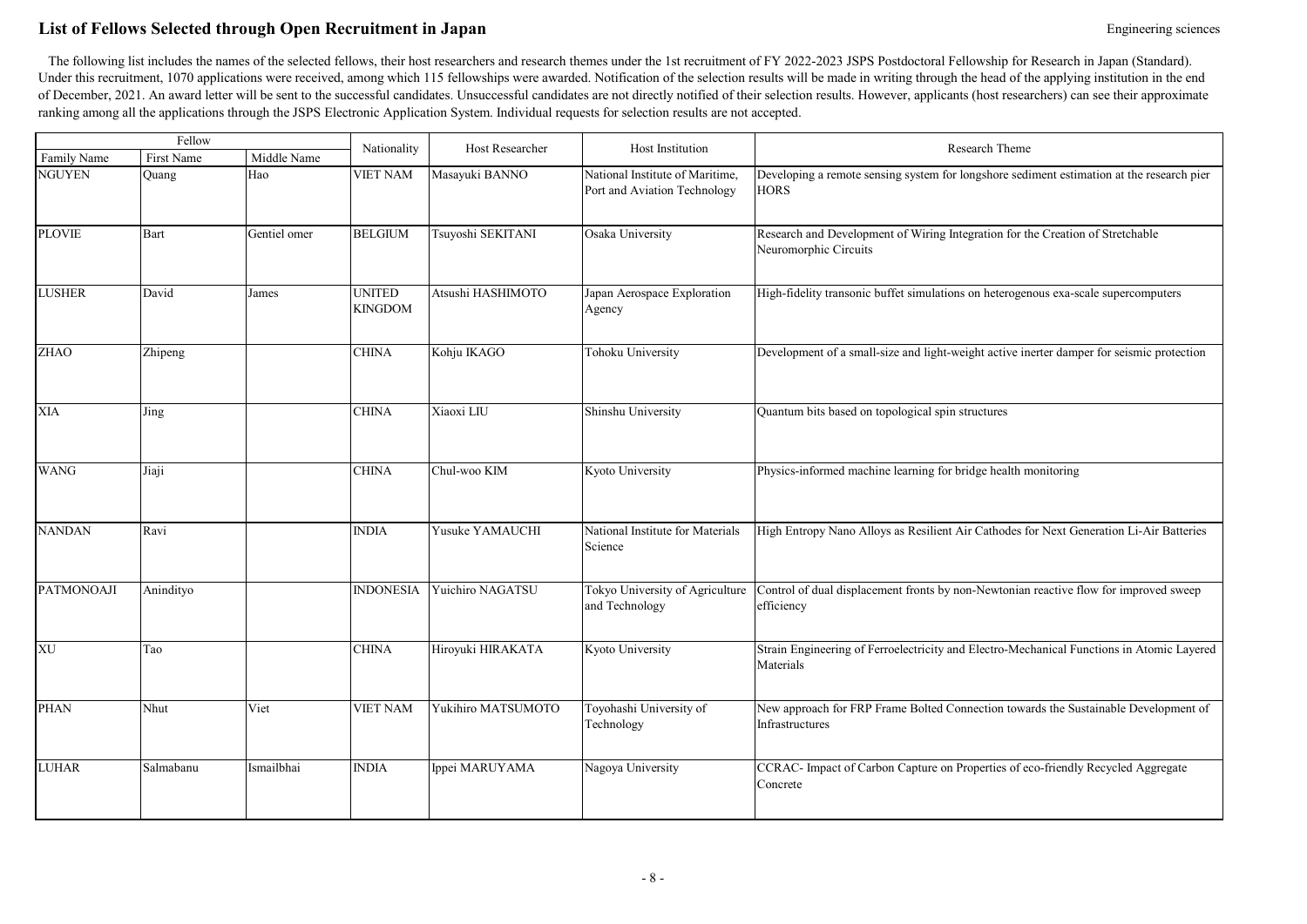## List of Fellows Selected through Open Recruitment in Japan

Engineering sciences

The following list includes the names of the selected fellows, their host researchers and research themes under the 1st recruitment of FY 2022-2023 JSPS Postdoctoral Fellowship for Research in Japan (Standard). Under this recruitment, 1070 applications were received, among which 115 fellowships were awarded. Notification of the selection results will be made in writing through the head of the applying institution in the end of December, 2021. An award letter will be sent to the successful candidates. Unsuccessful candidates are not directly notified of their selection results. However, applicants (host researchers) can see their approximate ranking among all the applications through the JSPS Electronic Application System. Individual requests for selection results are not accepted.

| Fellow | | | Nationality | Host Researcher | Host Institution | Research Theme |
|---|---|---|---|---|---|---|
| Family Name | First Name | Middle Name | | | | |
| NGUYEN | Quang | Hao | VIET NAM | Masayuki BANNO | National Institute of Maritime, Port and Aviation Technology | Developing a remote sensing system for longshore sediment estimation at the research pier HORS |
| PLOVIE | Bart | Gentiel omer | BELGIUM | Tsuyoshi SEKITANI | Osaka University | Research and Development of Wiring Integration for the Creation of Stretchable Neuromorphic Circuits |
| LUSHER | David | James | UNITED KINGDOM | Atsushi HASHIMOTO | Japan Aerospace Exploration Agency | High-fidelity transonic buffet simulations on heterogenous exa-scale supercomputers |
| ZHAO | Zhipeng | | CHINA | Kohju IKAGO | Tohoku University | Development of a small-size and light-weight active inerter damper for seismic protection |
| XIA | Jing | | CHINA | Xiaoxi LIU | Shinshu University | Quantum bits based on topological spin structures |
| WANG | Jiaji | | CHINA | Chul-woo KIM | Kyoto University | Physics-informed machine learning for bridge health monitoring |
| NANDAN | Ravi | | INDIA | Yusuke YAMAUCHI | National Institute for Materials Science | High Entropy Nano Alloys as Resilient Air Cathodes for Next Generation Li-Air Batteries |
| PATMONOAJI | Anindityo | | INDONESIA | Yuichiro NAGATSU | Tokyo University of Agriculture and Technology | Control of dual displacement fronts by non-Newtonian reactive flow for improved sweep efficiency |
| XU | Tao | | CHINA | Hiroyuki HIRAKATA | Kyoto University | Strain Engineering of Ferroelectricity and Electro-Mechanical Functions in Atomic Layered Materials |
| PHAN | Nhut | Viet | VIET NAM | Yukihiro MATSUMOTO | Toyohashi University of Technology | New approach for FRP Frame Bolted Connection towards the Sustainable Development of Infrastructures |
| LUHAR | Salmabanu | Ismailbhai | INDIA | Ippei MARUYAMA | Nagoya University | CCRAC- Impact of Carbon Capture on Properties of eco-friendly Recycled Aggregate Concrete |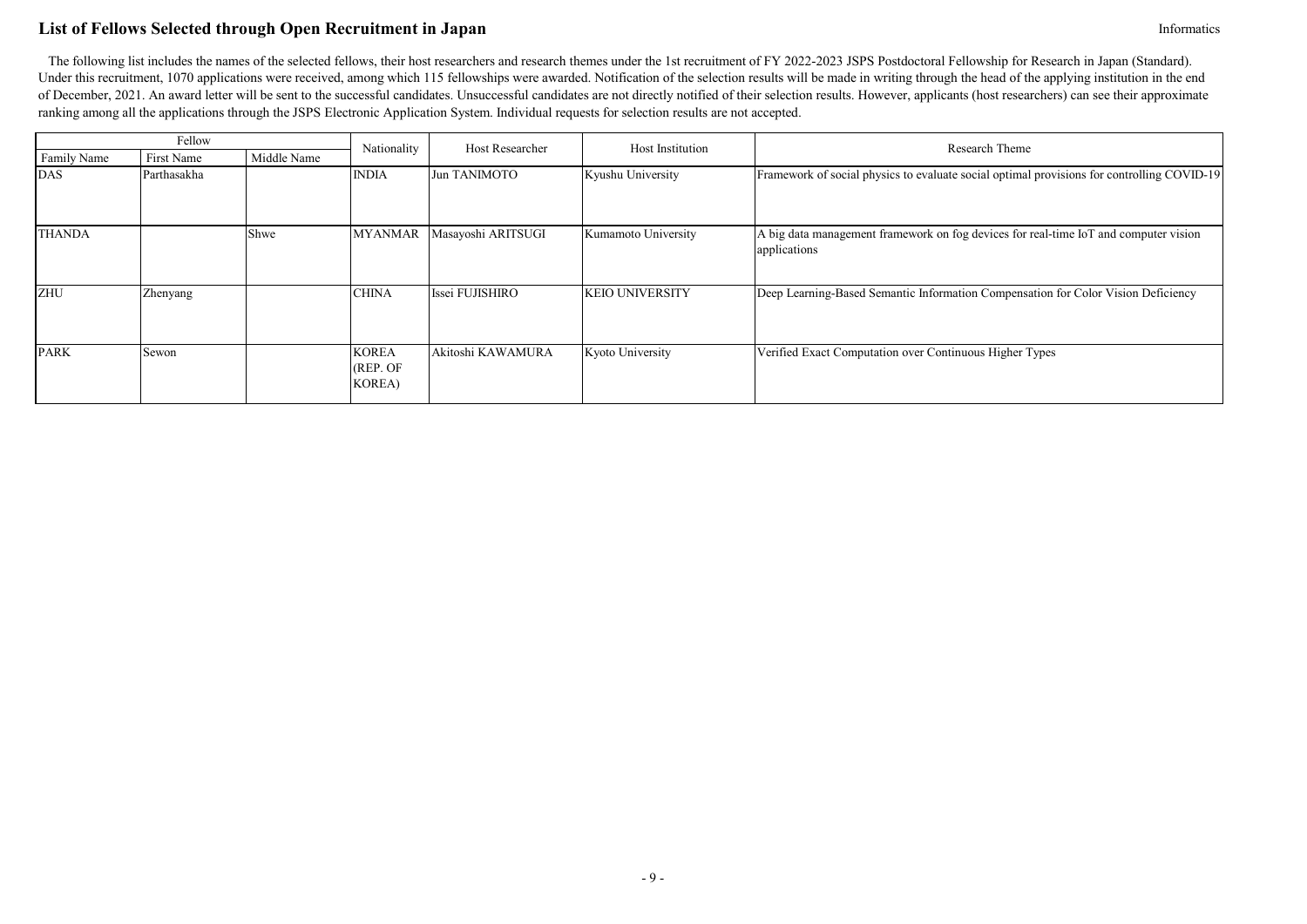# List of Fellows Selected through Open Recruitment in Japan

Informatics

The following list includes the names of the selected fellows, their host researchers and research themes under the 1st recruitment of FY 2022-2023 JSPS Postdoctoral Fellowship for Research in Japan (Standard). Under this recruitment, 1070 applications were received, among which 115 fellowships were awarded. Notification of the selection results will be made in writing through the head of the applying institution in the end of December, 2021. An award letter will be sent to the successful candidates. Unsuccessful candidates are not directly notified of their selection results. However, applicants (host researchers) can see their approximate ranking among all the applications through the JSPS Electronic Application System. Individual requests for selection results are not accepted.

| Fellow | | | Nationality | Host Researcher | Host Institution | Research Theme |
|---|---|---|---|---|---|---|
| Family Name | First Name | Middle Name | | | | |
| DAS | Parthasakha | | INDIA | Jun TANIMOTO | Kyushu University | Framework of social physics to evaluate social optimal provisions for controlling COVID-19 |
| THANDA | | Shwe | MYANMAR | Masayoshi ARITSUGI | Kumamoto University | A big data management framework on fog devices for real-time IoT and computer vision applications |
| ZHU | Zhenyang | | CHINA | Issei FUJISHIRO | KEIO UNIVERSITY | Deep Learning-Based Semantic Information Compensation for Color Vision Deficiency |
| PARK | Sewon | | KOREA (REP. OF KOREA) | Akitoshi KAWAMURA | Kyoto University | Verified Exact Computation over Continuous Higher Types |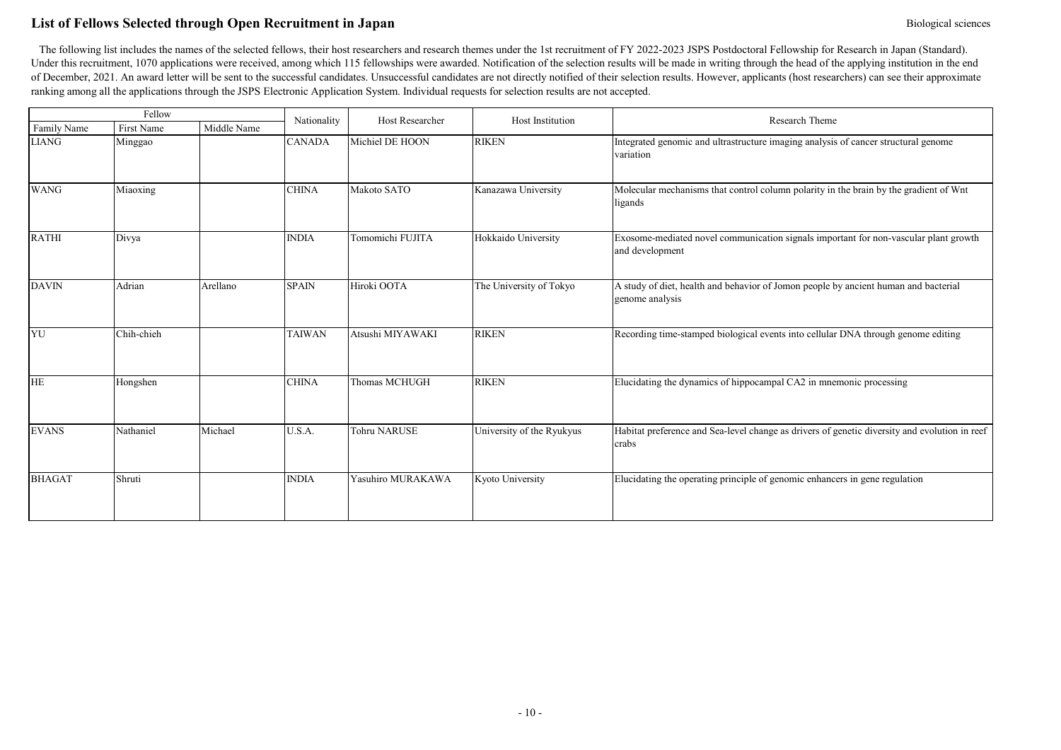# List of Fellows Selected through Open Recruitment in Japan

Biological sciences

The following list includes the names of the selected fellows, their host researchers and research themes under the 1st recruitment of FY 2022-2023 JSPS Postdoctoral Fellowship for Research in Japan (Standard). Under this recruitment, 1070 applications were received, among which 115 fellowships were awarded. Notification of the selection results will be made in writing through the head of the applying institution in the end of December, 2021. An award letter will be sent to the successful candidates. Unsuccessful candidates are not directly notified of their selection results. However, applicants (host researchers) can see their approximate ranking among all the applications through the JSPS Electronic Application System. Individual requests for selection results are not accepted.

| Fellow | | | Nationality | Host Researcher | Host Institution | Research Theme |
|---|---|---|---|---|---|---|
| Family Name | First Name | Middle Name | | | | |
| LIANG | Minggao | | CANADA | Michiel DE HOON | RIKEN | Integrated genomic and ultrastructure imaging analysis of cancer structural genome variation |
| WANG | Miaoxing | | CHINA | Makoto SATO | Kanazawa University | Molecular mechanisms that control column polarity in the brain by the gradient of Wnt ligands |
| RATHI | Divya | | INDIA | Tomomichi FUJITA | Hokkaido University | Exosome-mediated novel communication signals important for non-vascular plant growth and development |
| DAVIN | Adrian | Arellano | SPAIN | Hiroki OOTA | The University of Tokyo | A study of diet, health and behavior of Jomon people by ancient human and bacterial genome analysis |
| YU | Chih-chieh | | TAIWAN | Atsushi MIYAWAKI | RIKEN | Recording time-stamped biological events into cellular DNA through genome editing |
| HE | Hongshen | | CHINA | Thomas MCHUGH | RIKEN | Elucidating the dynamics of hippocampal CA2 in mnemonic processing |
| EVANS | Nathaniel | Michael | U.S.A. | Tohru NARUSE | University of the Ryukyus | Habitat preference and Sea-level change as drivers of genetic diversity and evolution in reef crabs |
| BHAGAT | Shruti | | INDIA | Yasuhiro MURAKAWA | Kyoto University | Elucidating the operating principle of genomic enhancers in gene regulation |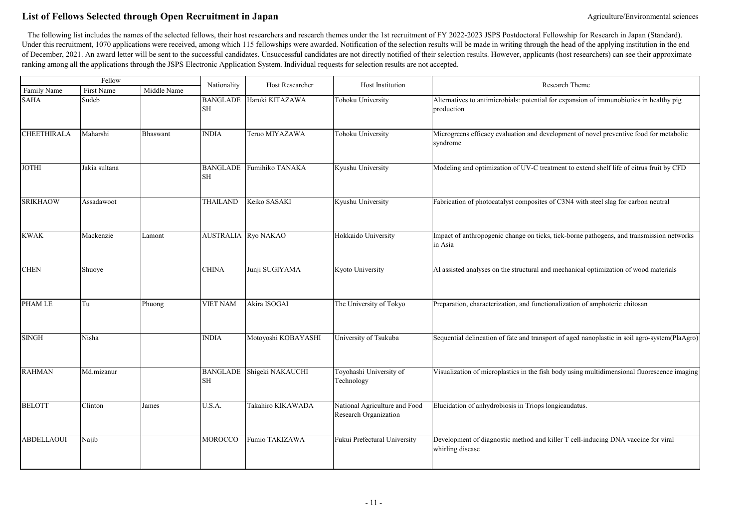# List of Fellows Selected through Open Recruitment in Japan

Agriculture/Environmental sciences

The following list includes the names of the selected fellows, their host researchers and research themes under the 1st recruitment of FY 2022-2023 JSPS Postdoctoral Fellowship for Research in Japan (Standard). Under this recruitment, 1070 applications were received, among which 115 fellowships were awarded. Notification of the selection results will be made in writing through the head of the applying institution in the end of December, 2021. An award letter will be sent to the successful candidates. Unsuccessful candidates are not directly notified of their selection results. However, applicants (host researchers) can see their approximate ranking among all the applications through the JSPS Electronic Application System. Individual requests for selection results are not accepted.

| Fellow | | | Nationality | Host Researcher | Host Institution | Research Theme |
|---|---|---|---|---|---|---|
| Family Name | First Name | Middle Name | | | | |
| SAHA | Sudeb | | BANGLADESH | Haruki KITAZAWA | Tohoku University | Alternatives to antimicrobials: potential for expansion of immunobiotics in healthy pig production |
| CHEETHIRALA | Maharshi | Bhaswant | INDIA | Teruo MIYAZAWA | Tohoku University | Microgreens efficacy evaluation and development of novel preventive food for metabolic syndrome |
| JOTHI | Jakia sultana | | BANGLADESH | Fumihiko TANAKA | Kyushu University | Modeling and optimization of UV-C treatment to extend shelf life of citrus fruit by CFD |
| SRIKHAOW | Assadawoot | | THAILAND | Keiko SASAKI | Kyushu University | Fabrication of photocatalyst composites of C3N4 with steel slag for carbon neutral |
| KWAK | Mackenzie | Lamont | AUSTRALIA | Ryo NAKAO | Hokkaido University | Impact of anthropogenic change on ticks, tick-borne pathogens, and transmission networks in Asia |
| CHEN | Shuoye | | CHINA | Junji SUGIYAMA | Kyoto University | AI assisted analyses on the structural and mechanical optimization of wood materials |
| PHAM LE | Tu | Phuong | VIET NAM | Akira ISOGAI | The University of Tokyo | Preparation, characterization, and functionalization of amphoteric chitosan |
| SINGH | Nisha | | INDIA | Motoyoshi KOBAYASHI | University of Tsukuba | Sequential delineation of fate and transport of aged nanoplastic in soil agro-system(PlaAgro) |
| RAHMAN | Md.mizanur | | BANGLADESH | Shigeki NAKAUCHI | Toyohashi University of Technology | Visualization of microplastics in the fish body using multidimensional fluorescence imaging |
| BELOTT | Clinton | James | U.S.A. | Takahiro KIKAWADA | National Agriculture and Food Research Organization | Elucidation of anhydrobiosis in Triops longicaudatus. |
| ABDELLAOUI | Najib | | MOROCCO | Fumio TAKIZAWA | Fukui Prefectural University | Development of diagnostic method and killer T cell-inducing DNA vaccine for viral whirling disease |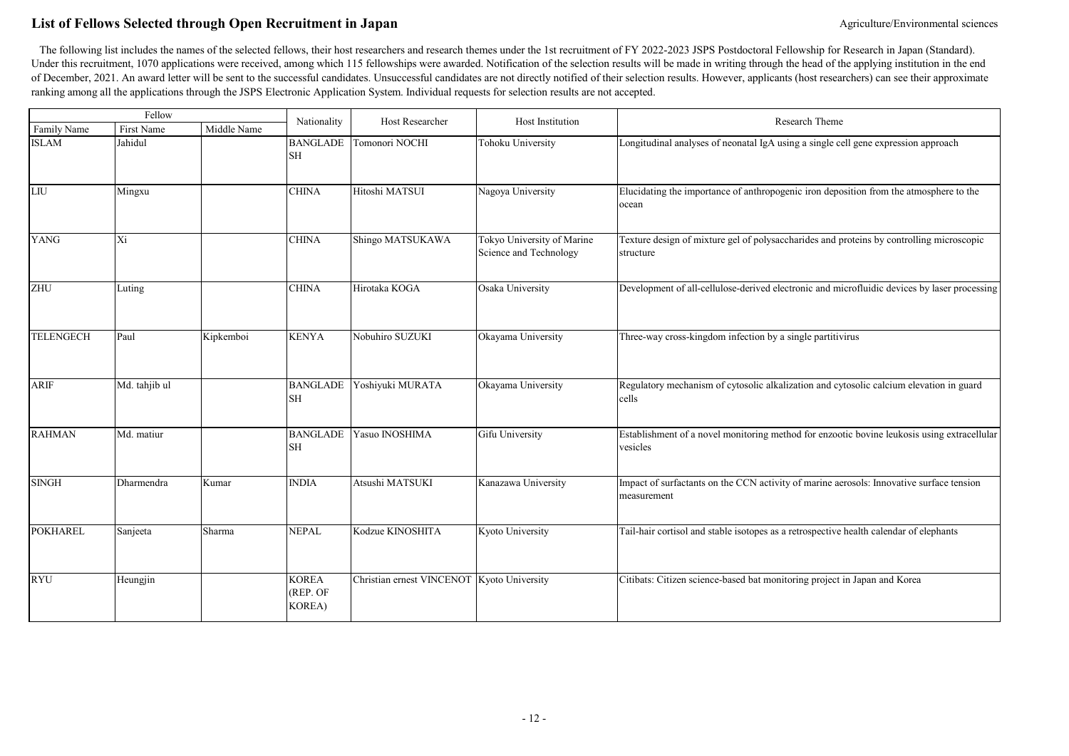# List of Fellows Selected through Open Recruitment in Japan

Agriculture/Environmental sciences

The following list includes the names of the selected fellows, their host researchers and research themes under the 1st recruitment of FY 2022-2023 JSPS Postdoctoral Fellowship for Research in Japan (Standard). Under this recruitment, 1070 applications were received, among which 115 fellowships were awarded. Notification of the selection results will be made in writing through the head of the applying institution in the end of December, 2021. An award letter will be sent to the successful candidates. Unsuccessful candidates are not directly notified of their selection results. However, applicants (host researchers) can see their approximate ranking among all the applications through the JSPS Electronic Application System. Individual requests for selection results are not accepted.

| Fellow | | | Nationality | Host Researcher | Host Institution | Research Theme |
|---|---|---|---|---|---|---|
| Family Name | First Name | Middle Name | | | | |
| ISLAM | Jahidul | | BANGLADESH | Tomonori NOCHI | Tohoku University | Longitudinal analyses of neonatal IgA using a single cell gene expression approach |
| LIU | Mingxu | | CHINA | Hitoshi MATSUI | Nagoya University | Elucidating the importance of anthropogenic iron deposition from the atmosphere to the ocean |
| YANG | Xi | | CHINA | Shingo MATSUKAWA | Tokyo University of Marine Science and Technology | Texture design of mixture gel of polysaccharides and proteins by controlling microscopic structure |
| ZHU | Luting | | CHINA | Hirotaka KOGA | Osaka University | Development of all-cellulose-derived electronic and microfluidic devices by laser processing |
| TELENGECH | Paul | Kipkemboi | KENYA | Nobuhiro SUZUKI | Okayama University | Three-way cross-kingdom infection by a single partitivirus |
| ARIF | Md. tahjib ul | | BANGLADESH | Yoshiyuki MURATA | Okayama University | Regulatory mechanism of cytosolic alkalization and cytosolic calcium elevation in guard cells |
| RAHMAN | Md. matiur | | BANGLADESH | Yasuo INOSHIMA | Gifu University | Establishment of a novel monitoring method for enzootic bovine leukosis using extracellular vesicles |
| SINGH | Dharmendra | Kumar | INDIA | Atsushi MATSUKI | Kanazawa University | Impact of surfactants on the CCN activity of marine aerosols: Innovative surface tension measurement |
| POKHAREL | Sanjeeta | Sharma | NEPAL | Kodzue KINOSHITA | Kyoto University | Tail-hair cortisol and stable isotopes as a retrospective health calendar of elephants |
| RYU | Heungjin | | KOREA (REP. OF KOREA) | Christian ernest VINCENOT | Kyoto University | Citibats: Citizen science-based bat monitoring project in Japan and Korea |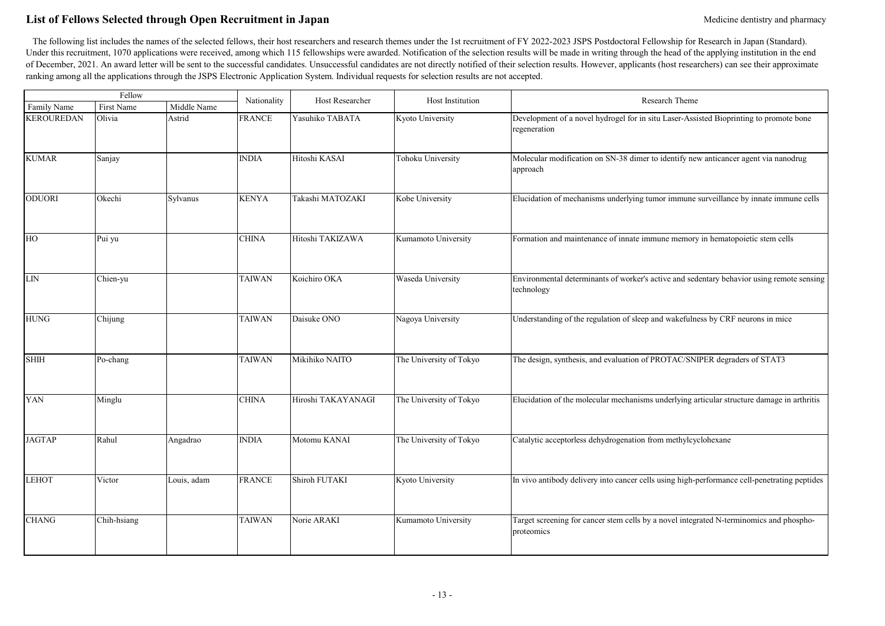# List of Fellows Selected through Open Recruitment in Japan

Medicine dentistry and pharmacy

The following list includes the names of the selected fellows, their host researchers and research themes under the 1st recruitment of FY 2022-2023 JSPS Postdoctoral Fellowship for Research in Japan (Standard). Under this recruitment, 1070 applications were received, among which 115 fellowships were awarded. Notification of the selection results will be made in writing through the head of the applying institution in the end of December, 2021. An award letter will be sent to the successful candidates. Unsuccessful candidates are not directly notified of their selection results. However, applicants (host researchers) can see their approximate ranking among all the applications through the JSPS Electronic Application System. Individual requests for selection results are not accepted.

| Fellow | | | Nationality | Host Researcher | Host Institution | Research Theme |
|---|---|---|---|---|---|---|
| Family Name | First Name | Middle Name | | | | |
| KEROUREDAN | Olivia | Astrid | FRANCE | Yasuhiko TABATA | Kyoto University | Development of a novel hydrogel for in situ Laser-Assisted Bioprinting to promote bone regeneration |
| KUMAR | Sanjay | | INDIA | Hitoshi KASAI | Tohoku University | Molecular modification on SN-38 dimer to identify new anticancer agent via nanodrug approach |
| ODUORI | Okechi | Sylvanus | KENYA | Takashi MATOZAKI | Kobe University | Elucidation of mechanisms underlying tumor immune surveillance by innate immune cells |
| HO | Pui yu | | CHINA | Hitoshi TAKIZAWA | Kumamoto University | Formation and maintenance of innate immune memory in hematopoietic stem cells |
| LIN | Chien-yu | | TAIWAN | Koichiro OKA | Waseda University | Environmental determinants of worker's active and sedentary behavior using remote sensing technology |
| HUNG | Chijung | | TAIWAN | Daisuke ONO | Nagoya University | Understanding of the regulation of sleep and wakefulness by CRF neurons in mice |
| SHIH | Po-chang | | TAIWAN | Mikihiko NAITO | The University of Tokyo | The design, synthesis, and evaluation of PROTAC/SNIPER degraders of STAT3 |
| YAN | Minglu | | CHINA | Hiroshi TAKAYANAGI | The University of Tokyo | Elucidation of the molecular mechanisms underlying articular structure damage in arthritis |
| JAGTAP | Rahul | Angadrao | INDIA | Motomu KANAI | The University of Tokyo | Catalytic acceptorless dehydrogenation from methylcyclohexane |
| LEHOT | Victor | Louis, adam | FRANCE | Shiroh FUTAKI | Kyoto University | In vivo antibody delivery into cancer cells using high-performance cell-penetrating peptides |
| CHANG | Chih-hsiang | | TAIWAN | Norie ARAKI | Kumamoto University | Target screening for cancer stem cells by a novel integrated N-terminomics and phospho-proteomics |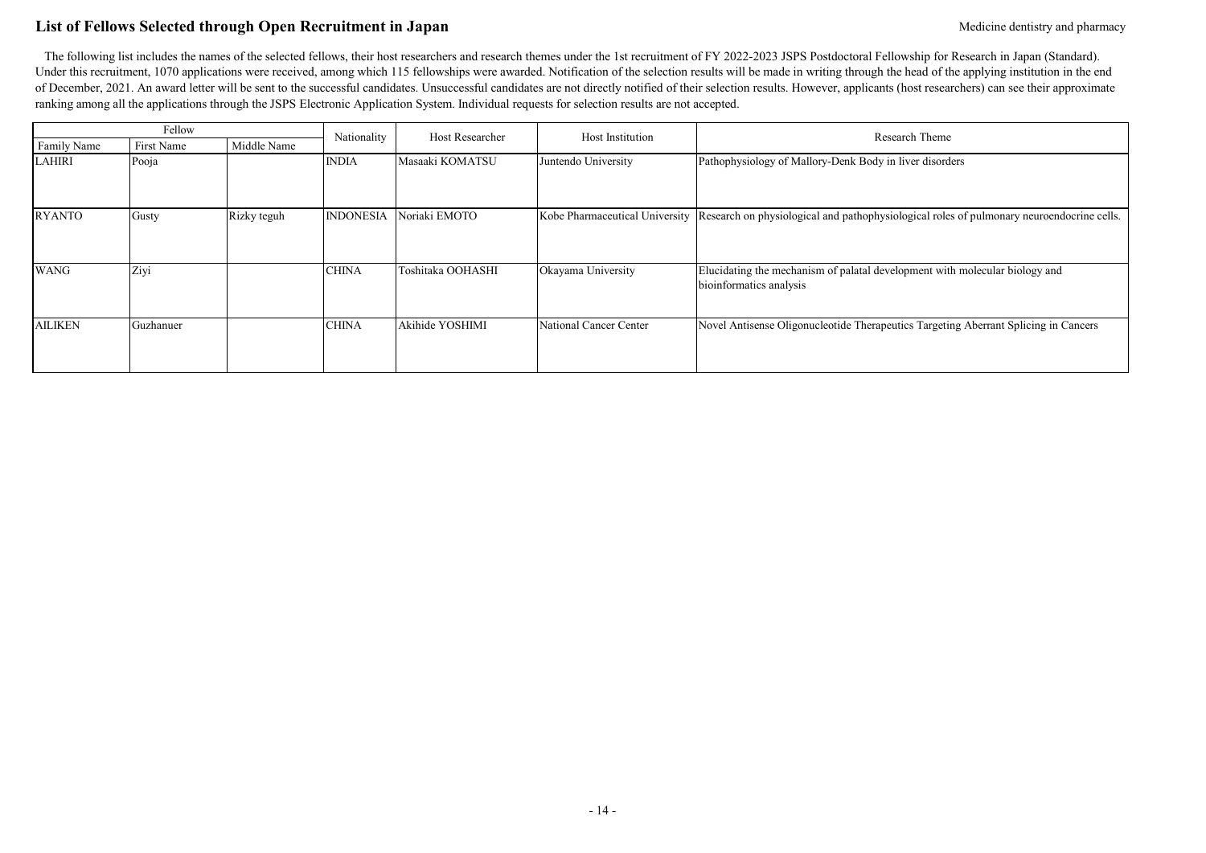## List of Fellows Selected through Open Recruitment in Japan

Medicine dentistry and pharmacy

The following list includes the names of the selected fellows, their host researchers and research themes under the 1st recruitment of FY 2022-2023 JSPS Postdoctoral Fellowship for Research in Japan (Standard). Under this recruitment, 1070 applications were received, among which 115 fellowships were awarded. Notification of the selection results will be made in writing through the head of the applying institution in the end of December, 2021. An award letter will be sent to the successful candidates. Unsuccessful candidates are not directly notified of their selection results. However, applicants (host researchers) can see their approximate ranking among all the applications through the JSPS Electronic Application System. Individual requests for selection results are not accepted.

| Fellow | | | Nationality | Host Researcher | Host Institution | Research Theme |
|---|---|---|---|---|---|---|
| Family Name | First Name | Middle Name | | | | |
| LAHIRI | Pooja | | INDIA | Masaaki KOMATSU | Juntendo University | Pathophysiology of Mallory-Denk Body in liver disorders |
| RYANTO | Gusty | Rizky teguh | INDONESIA | Noriaki EMOTO | Kobe Pharmaceutical University | Research on physiological and pathophysiological roles of pulmonary neuroendocrine cells. |
| WANG | Ziyi | | CHINA | Toshitaka OOHASHI | Okayama University | Elucidating the mechanism of palatal development with molecular biology and bioinformatics analysis |
| AILIKEN | Guzhanuer | | CHINA | Akihide YOSHIMI | National Cancer Center | Novel Antisense Oligonucleotide Therapeutics Targeting Aberrant Splicing in Cancers |